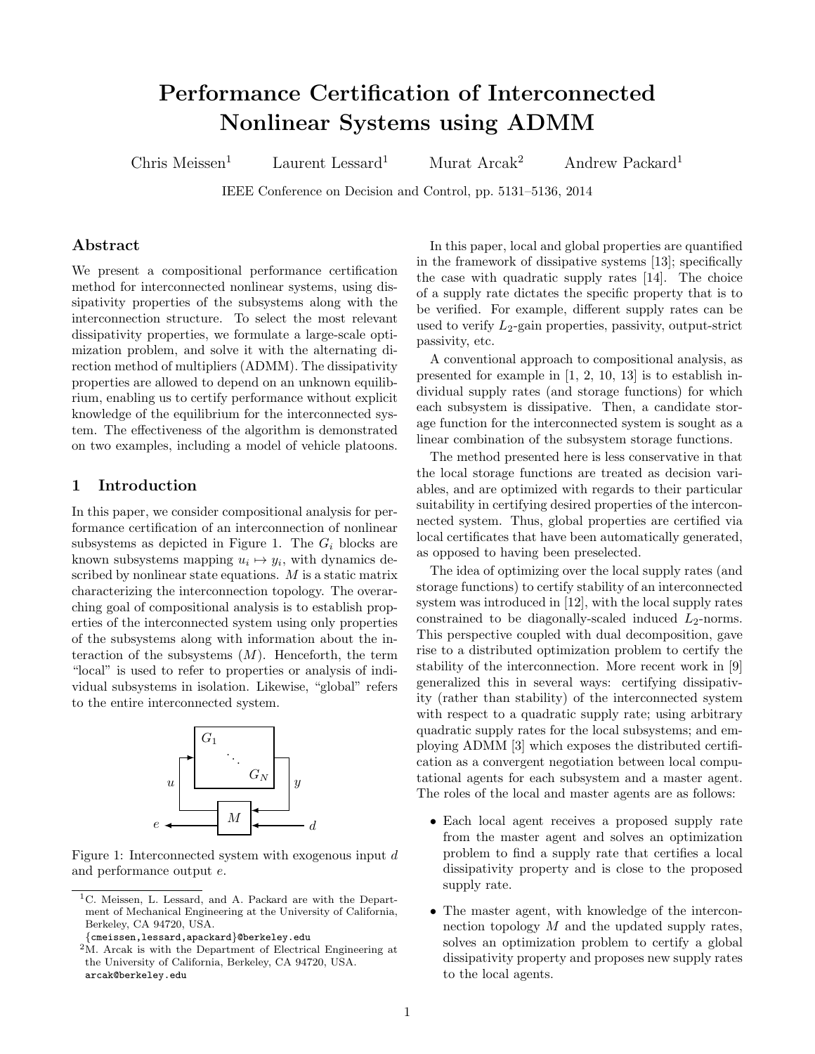# Performance Certification of Interconnected Nonlinear Systems using ADMM

Chris Meissen[1] Laurent Lessard[1] Murat Arcak[2] Andrew Packard[1]

IEEE Conference on Decision and Control, pp. 5131–5136, 2014

## Abstract

We present a compositional performance certification method for interconnected nonlinear systems, using dissipativity properties of the subsystems along with the interconnection structure. To select the most relevant dissipativity properties, we formulate a large-scale optimization problem, and solve it with the alternating direction method of multipliers (ADMM). The dissipativity properties are allowed to depend on an unknown equilibrium, enabling us to certify performance without explicit knowledge of the equilibrium for the interconnected system. The effectiveness of the algorithm is demonstrated on two examples, including a model of vehicle platoons.

## 1 Introduction

In this paper, we consider compositional analysis for performance certification of an interconnection of nonlinear subsystems as depicted in Figure 1. The $G_i$ blocks are known subsystems mapping $u_i \mapsto y_i$, with dynamics described by nonlinear state equations. $M$ is a static matrix characterizing the interconnection topology. The overarching goal of compositional analysis is to establish properties of the interconnected system using only properties of the subsystems along with information about the interaction of the subsystems ($M$). Henceforth, the term "local" is used to refer to properties or analysis of individual subsystems in isolation. Likewise, "global" refers to the entire interconnected system.

Figure 1: Interconnected system with exogenous input $d$ and performance output $e$.

In this paper, local and global properties are quantified in the framework of dissipative systems [13]; specifically the case with quadratic supply rates [14]. The choice of a supply rate dictates the specific property that is to be verified. For example, different supply rates can be used to verify $L_2$-gain properties, passivity, output-strict passivity, etc.

A conventional approach to compositional analysis, as presented for example in [1, 2, 10, 13] is to establish individual supply rates (and storage functions) for which each subsystem is dissipative. Then, a candidate storage function for the interconnected system is sought as a linear combination of the subsystem storage functions.

The method presented here is less conservative in that the local storage functions are treated as decision variables, and are optimized with regards to their particular suitability in certifying desired properties of the interconnected system. Thus, global properties are certified via local certificates that have been automatically generated, as opposed to having been preselected.

The idea of optimizing over the local supply rates (and storage functions) to certify stability of an interconnected system was introduced in [12], with the local supply rates constrained to be diagonally-scaled induced $L_2$-norms. This perspective coupled with dual decomposition, gave rise to a distributed optimization problem to certify the stability of the interconnection. More recent work in [9] generalized this in several ways: certifying dissipativity (rather than stability) of the interconnected system with respect to a quadratic supply rate; using arbitrary quadratic supply rates for the local subsystems; and employing ADMM [3] which exposes the distributed certification as a convergent negotiation between local computational agents for each subsystem and a master agent. The roles of the local and master agents are as follows:

- Each local agent receives a proposed supply rate from the master agent and solves an optimization problem to find a supply rate that certifies a local dissipativity property and is close to the proposed supply rate.
- The master agent, with knowledge of the interconnection topology $M$ and the updated supply rates, solves an optimization problem to certify a global dissipativity property and proposes new supply rates to the local agents.

[1] C. Meissen, L. Lessard, and A. Packard are with the Department of Mechanical Engineering at the University of California, Berkeley, CA 94720, USA.
{cmeissen,lessard,apackard}@berkeley.edu

[2] M. Arcak is with the Department of Electrical Engineering at the University of California, Berkeley, CA 94720, USA.
arcak@berkeley.edu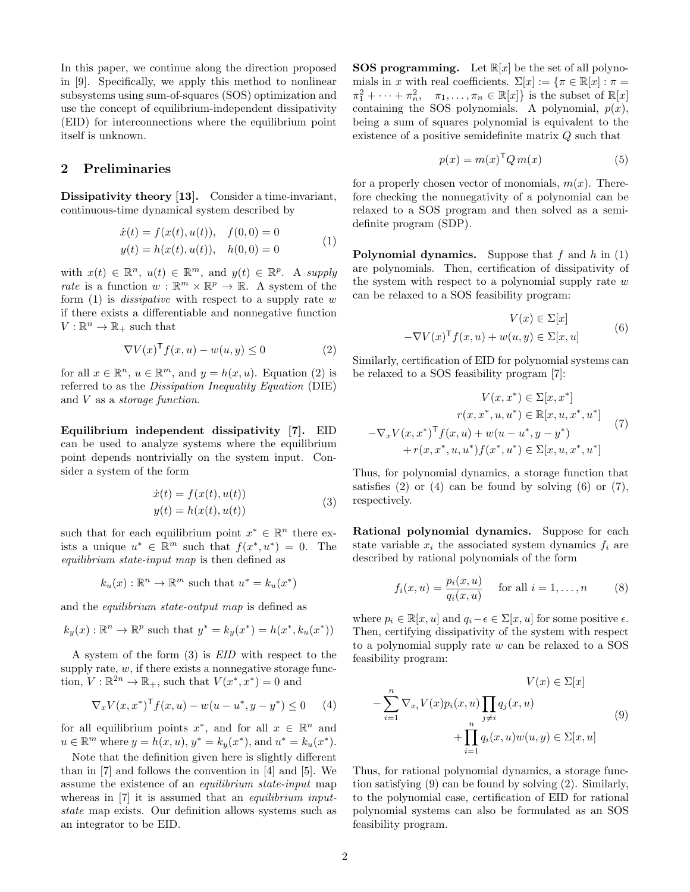In this paper, we continue along the direction proposed in [9]. Specifically, we apply this method to nonlinear subsystems using sum-of-squares (SOS) optimization and use the concept of equilibrium-independent dissipativity (EID) for interconnections where the equilibrium point itself is unknown.

## 2 Preliminaries

**Dissipativity theory [13].** Consider a time-invariant, continuous-time dynamical system described by

$$\begin{aligned} \dot{x}(t) &= f(x(t), u(t)), \quad f(0,0) = 0 \\ y(t) &= h(x(t), u(t)), \quad h(0,0) = 0 \end{aligned} \tag{1}$$

with $x(t) \in \mathbb{R}^n$, $u(t) \in \mathbb{R}^m$, and $y(t) \in \mathbb{R}^p$. A *supply rate* is a function $w : \mathbb{R}^m \times \mathbb{R}^p \to \mathbb{R}$. A system of the form (1) is *dissipative* with respect to a supply rate $w$ if there exists a differentiable and nonnegative function $V : \mathbb{R}^n \to \mathbb{R}_+$ such that

$$\nabla V(x)^\mathsf{T} f(x,u) - w(u,y) \leq 0 \tag{2}$$

for all $x \in \mathbb{R}^n$, $u \in \mathbb{R}^m$, and $y = h(x,u)$. Equation (2) is referred to as the *Dissipation Inequality Equation* (DIE) and $V$ as a *storage function*.

**Equilibrium independent dissipativity [7].** EID can be used to analyze systems where the equilibrium point depends nontrivially on the system input. Consider a system of the form

$$\begin{aligned} \dot{x}(t) &= f(x(t), u(t)) \\ y(t) &= h(x(t), u(t)) \end{aligned} \tag{3}$$

such that for each equilibrium point $x^* \in \mathbb{R}^n$ there exists a unique $u^* \in \mathbb{R}^m$ such that $f(x^*, u^*) = 0$. The *equilibrium state-input map* is then defined as

$$k_u(x) : \mathbb{R}^n \to \mathbb{R}^m \text{ such that } u^* = k_u(x^*)$$

and the *equilibrium state-output map* is defined as

$$k_y(x) : \mathbb{R}^n \to \mathbb{R}^p \text{ such that } y^* = k_y(x^*) = h(x^*, k_u(x^*))$$

A system of the form (3) is *EID* with respect to the supply rate, $w$, if there exists a nonnegative storage function, $V : \mathbb{R}^{2n} \to \mathbb{R}_+$, such that $V(x^*, x^*) = 0$ and

$$\nabla_x V(x, x^*)^\mathsf{T} f(x,u) - w(u - u^*, y - y^*) \leq 0 \tag{4}$$

for all equilibrium points $x^*$, and for all $x \in \mathbb{R}^n$ and $u \in \mathbb{R}^m$ where $y = h(x,u)$, $y^* = k_y(x^*)$, and $u^* = k_u(x^*)$.

Note that the definition given here is slightly different than in [7] and follows the convention in [4] and [5]. We assume the existence of an *equilibrium state-input* map whereas in [7] it is assumed that an *equilibrium input-state* map exists. Our definition allows systems such as an integrator to be EID.

**SOS programming.** Let $\mathbb{R}[x]$ be the set of all polynomials in $x$ with real coefficients. $\Sigma[x] := \{\pi \in \mathbb{R}[x] : \pi = \pi_1^2 + \cdots + \pi_n^2, \quad \pi_1, \ldots, \pi_n \in \mathbb{R}[x]\}$ is the subset of $\mathbb{R}[x]$ containing the SOS polynomials. A polynomial, $p(x)$, being a sum of squares polynomial is equivalent to the existence of a positive semidefinite matrix $Q$ such that

$$p(x) = m(x)^\mathsf{T} Q \, m(x) \tag{5}$$

for a properly chosen vector of monomials, $m(x)$. Therefore checking the nonnegativity of a polynomial can be relaxed to a SOS program and then solved as a semidefinite program (SDP).

**Polynomial dynamics.** Suppose that $f$ and $h$ in (1) are polynomials. Then, certification of dissipativity of the system with respect to a polynomial supply rate $w$ can be relaxed to a SOS feasibility program:

$$\begin{aligned} V(x) &\in \Sigma[x] \\ -\nabla V(x)^\mathsf{T} f(x,u) + w(u,y) &\in \Sigma[x,u] \end{aligned} \tag{6}$$

Similarly, certification of EID for polynomial systems can be relaxed to a SOS feasibility program [7]:

$$\begin{aligned} V(x, x^*) &\in \Sigma[x, x^*] \\ r(x, x^*, u, u^*) &\in \mathbb{R}[x, u, x^*, u^*] \\ -\nabla_x V(x, x^*)^\mathsf{T} f(x,u) + w(u - u^*, y - y^*)& \\ + r(x, x^*, u, u^*) f(x^*, u^*) &\in \Sigma[x, u, x^*, u^*] \end{aligned} \tag{7}$$

Thus, for polynomial dynamics, a storage function that satisfies (2) or (4) can be found by solving (6) or (7), respectively.

**Rational polynomial dynamics.** Suppose for each state variable $x_i$ the associated system dynamics $f_i$ are described by rational polynomials of the form

$$f_i(x,u) = \frac{p_i(x,u)}{q_i(x,u)} \quad \text{for all } i = 1, \ldots, n \tag{8}$$

where $p_i \in \mathbb{R}[x,u]$ and $q_i - \epsilon \in \Sigma[x,u]$ for some positive $\epsilon$. Then, certifying dissipativity of the system with respect to a polynomial supply rate $w$ can be relaxed to a SOS feasibility program:

$$\begin{aligned} V(x) &\in \Sigma[x] \\ -\sum_{i=1}^{n} \nabla_{x_i} V(x) p_i(x,u) \prod_{j \neq i} q_j(x,u)& \\ + \prod_{i=1}^{n} q_i(x,u) w(u,y) &\in \Sigma[x,u] \end{aligned} \tag{9}$$

Thus, for rational polynomial dynamics, a storage function satisfying (9) can be found by solving (2). Similarly, to the polynomial case, certification of EID for rational polynomial systems can also be formulated as an SOS feasibility program.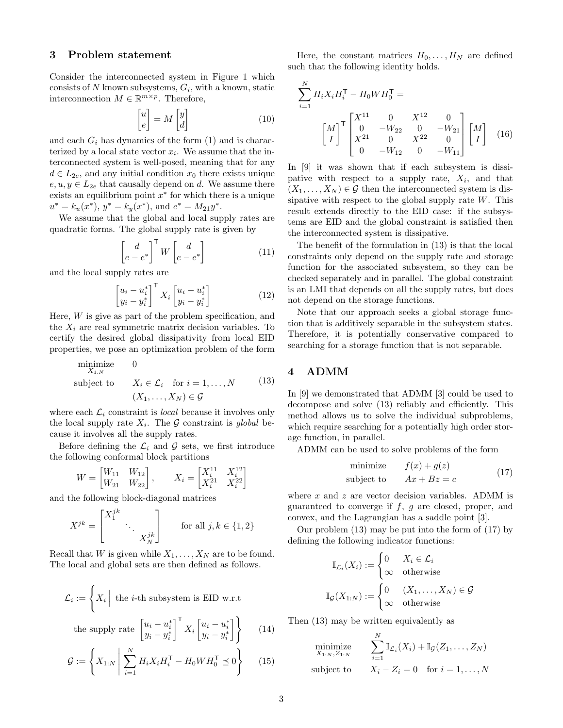## 3 Problem statement

Consider the interconnected system in Figure 1 which consists of $N$ known subsystems, $G_i$, with a known, static interconnection $M \in \mathbb{R}^{m \times p}$. Therefore,

$$\begin{bmatrix} u \\ e \end{bmatrix} = M \begin{bmatrix} y \\ d \end{bmatrix} \tag{10}$$

and each $G_i$ has dynamics of the form (1) and is characterized by a local state vector $x_i$. We assume that the interconnected system is well-posed, meaning that for any $d \in L_{2e}$, and any initial condition $x_0$ there exists unique $e, u, y \in L_{2e}$ that causally depend on $d$. We assume there exists an equilibrium point $x^*$ for which there is a unique $u^* = k_u(x^*)$, $y^* = k_y(x^*)$, and $e^* = M_{21} y^*$.

We assume that the global and local supply rates are quadratic forms. The global supply rate is given by

$$\begin{bmatrix} d \\ e - e^* \end{bmatrix}^\mathsf{T} W \begin{bmatrix} d \\ e - e^* \end{bmatrix} \tag{11}$$

and the local supply rates are

$$\begin{bmatrix} u_i - u_i^* \\ y_i - y_i^* \end{bmatrix}^\mathsf{T} X_i \begin{bmatrix} u_i - u_i^* \\ y_i - y_i^* \end{bmatrix} \tag{12}$$

Here, $W$ is give as part of the problem specification, and the $X_i$ are real symmetric matrix decision variables. To certify the desired global dissipativity from local EID properties, we pose an optimization problem of the form

$$\begin{aligned} \underset{X_{1:N}}{\text{minimize}} \quad & 0 \\ \text{subject to} \quad & X_i \in \mathcal{L}_i \quad \text{for } i = 1, \ldots, N \\ & (X_1, \ldots, X_N) \in \mathcal{G} \end{aligned} \tag{13}$$

where each $\mathcal{L}_i$ constraint is *local* because it involves only the local supply rate $X_i$. The $\mathcal{G}$ constraint is *global* because it involves all the supply rates.

Before defining the $\mathcal{L}_i$ and $\mathcal{G}$ sets, we first introduce the following conformal block partitions

$$W = \begin{bmatrix} W_{11} & W_{12} \\ W_{21} & W_{22} \end{bmatrix}, \qquad X_i = \begin{bmatrix} X_i^{11} & X_i^{12} \\ X_i^{21} & X_i^{22} \end{bmatrix}$$

and the following block-diagonal matrices

$$X^{jk} = \begin{bmatrix} X_1^{jk} & & \\ & \ddots & \\ & & X_N^{jk} \end{bmatrix} \qquad \text{for all } j, k \in \{1, 2\}$$

Recall that $W$ is given while $X_1, \ldots, X_N$ are to be found. The local and global sets are then defined as follows.

$$\mathcal{L}_i := \left\{ X_i \,\middle|\, \text{the } i\text{-th subsystem is EID w.r.t the supply rate } \begin{bmatrix} u_i - u_i^* \\ y_i - y_i^* \end{bmatrix}^\mathsf{T} X_i \begin{bmatrix} u_i - u_i^* \\ y_i - y_i^* \end{bmatrix} \right\} \tag{14}$$

$$\mathcal{G} := \left\{ X_{1:N} \,\middle|\, \sum_{i=1}^{N} H_i X_i H_i^\mathsf{T} - H_0 W H_0^\mathsf{T} \preceq 0 \right\} \tag{15}$$

Here, the constant matrices $H_0, \ldots, H_N$ are defined such that the following identity holds.

$$\sum_{i=1}^{N} H_i X_i H_i^\mathsf{T} - H_0 W H_0^\mathsf{T} = \begin{bmatrix} M \\ I \end{bmatrix}^\mathsf{T} \begin{bmatrix} X^{11} & 0 & X^{12} & 0 \\ 0 & -W_{22} & 0 & -W_{21} \\ X^{21} & 0 & X^{22} & 0 \\ 0 & -W_{12} & 0 & -W_{11} \end{bmatrix} \begin{bmatrix} M \\ I \end{bmatrix} \tag{16}$$

In [9] it was shown that if each subsystem is dissipative with respect to a supply rate, $X_i$, and that $(X_1, \ldots, X_N) \in \mathcal{G}$ then the interconnected system is dissipative with respect to the global supply rate $W$. This result extends directly to the EID case: if the subsystems are EID and the global constraint is satisfied then the interconnected system is dissipative.

The benefit of the formulation in (13) is that the local constraints only depend on the supply rate and storage function for the associated subsystem, so they can be checked separately and in parallel. The global constraint is an LMI that depends on all the supply rates, but does not depend on the storage functions.

Note that our approach seeks a global storage function that is additively separable in the subsystem states. Therefore, it is potentially conservative compared to searching for a storage function that is not separable.

## 4 ADMM

In [9] we demonstrated that ADMM [3] could be used to decompose and solve (13) reliably and efficiently. This method allows us to solve the individual subproblems, which require searching for a potentially high order storage function, in parallel.

ADMM can be used to solve problems of the form

$$\begin{aligned} \text{minimize} \quad & f(x) + g(z) \\ \text{subject to} \quad & Ax + Bz = c \end{aligned} \tag{17}$$

where $x$ and $z$ are vector decision variables. ADMM is guaranteed to converge if $f$, $g$ are closed, proper, and convex, and the Lagrangian has a saddle point [3].

Our problem (13) may be put into the form of (17) by defining the following indicator functions:

$$\mathbb{I}_{\mathcal{L}_i}(X_i) := \begin{cases} 0 & X_i \in \mathcal{L}_i \\ \infty & \text{otherwise} \end{cases}$$

$$\mathbb{I}_{\mathcal{G}}(X_{1:N}) := \begin{cases} 0 & (X_1, \ldots, X_N) \in \mathcal{G} \\ \infty & \text{otherwise} \end{cases}$$

Then (13) may be written equivalently as

$$\begin{aligned} \underset{X_{1:N}, Z_{1:N}}{\text{minimize}} \quad & \sum_{i=1}^{N} \mathbb{I}_{\mathcal{L}_i}(X_i) + \mathbb{I}_{\mathcal{G}}(Z_1, \ldots, Z_N) \\ \text{subject to} \quad & X_i - Z_i = 0 \quad \text{for } i = 1, \ldots, N \end{aligned}$$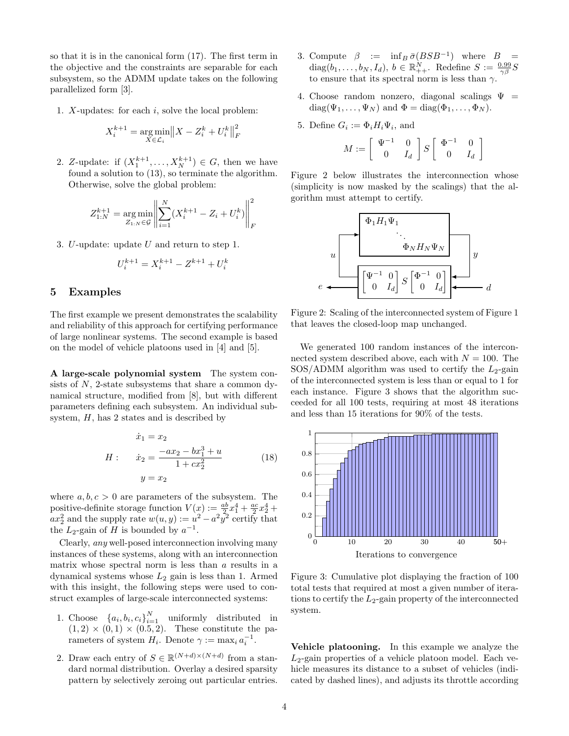so that it is in the canonical form (17). The first term in the objective and the constraints are separable for each subsystem, so the ADMM update takes on the following parallelized form [3].

1. $X$-updates: for each $i$, solve the local problem:

$$X_i^{k+1} = \operatorname*{arg\,min}_{X \in \mathcal{L}_i} \left\| X - Z_i^k + U_i^k \right\|_F^2$$

2. $Z$-update: if $(X_1^{k+1}, \ldots, X_N^{k+1}) \in G$, then we have found a solution to (13), so terminate the algorithm. Otherwise, solve the global problem:

$$Z_{1:N}^{k+1} = \operatorname*{arg\,min}_{Z_{1:N} \in \mathcal{G}} \left\| \sum_{i=1}^{N} (X_i^{k+1} - Z_i + U_i^k) \right\|_F^2$$

3. $U$-update: update $U$ and return to step 1.

$$U_i^{k+1} = X_i^{k+1} - Z^{k+1} + U_i^k$$

## 5 Examples

The first example we present demonstrates the scalability and reliability of this approach for certifying performance of large nonlinear systems. The second example is based on the model of vehicle platoons used in [4] and [5].

**A large-scale polynomial system** The system consists of $N$, 2-state subsystems that share a common dynamical structure, modified from [8], but with different parameters defining each subsystem. An individual subsystem, $H$, has 2 states and is described by

$$H: \quad \begin{aligned} \dot{x}_1 &= x_2 \\ \dot{x}_2 &= \frac{-ax_2 - bx_1^3 + u}{1 + cx_2^2} \\ y &= x_2 \end{aligned} \tag{18}$$

where $a, b, c > 0$ are parameters of the subsystem. The positive-definite storage function $V(x) := \frac{ab}{2}x_1^4 + \frac{ac}{2}x_2^4 + ax_2^2$ and the supply rate $w(u, y) := u^2 - a^2y^2$ certify that the $L_2$-gain of $H$ is bounded by $a^{-1}$.

Clearly, *any* well-posed interconnection involving many instances of these systems, along with an interconnection matrix whose spectral norm is less than $a$ results in a dynamical systems whose $L_2$ gain is less than 1. Armed with this insight, the following steps were used to construct examples of large-scale interconnected systems:

1. Choose $\{a_i, b_i, c_i\}_{i=1}^N$ uniformly distributed in $(1, 2) \times (0, 1) \times (0.5, 2)$. These constitute the parameters of system $H_i$. Denote $\gamma := \max_i a_i^{-1}$.
2. Draw each entry of $S \in \mathbb{R}^{(N+d)\times(N+d)}$ from a standard normal distribution. Overlay a desired sparsity pattern by selectively zeroing out particular entries.
3. Compute $\beta := \inf_B \bar{\sigma}(BSB^{-1})$ where $B = \operatorname{diag}(b_1, \ldots, b_N, I_d)$, $b \in \mathbb{R}_{++}^N$. Redefine $S := \frac{0.99}{\gamma\beta} S$ to ensure that its spectral norm is less than $\gamma$.
4. Choose random nonzero, diagonal scalings $\Psi = \operatorname{diag}(\Psi_1, \ldots, \Psi_N)$ and $\Phi = \operatorname{diag}(\Phi_1, \ldots, \Phi_N)$.
5. Define $G_i := \Phi_i H_i \Psi_i$, and

$$M := \begin{bmatrix} \Psi^{-1} & 0 \\ 0 & I_d \end{bmatrix} S \begin{bmatrix} \Phi^{-1} & 0 \\ 0 & I_d \end{bmatrix}$$

Figure 2 below illustrates the interconnection whose (simplicity is now masked by the scalings) that the algorithm must attempt to certify.

Figure 2: Scaling of the interconnected system of Figure 1 that leaves the closed-loop map unchanged.

We generated 100 random instances of the interconnected system described above, each with $N = 100$. The SOS/ADMM algorithm was used to certify the $L_2$-gain of the interconnected system is less than or equal to 1 for each instance. Figure 3 shows that the algorithm succeeded for all 100 tests, requiring at most 48 iterations and less than 15 iterations for 90% of the tests.

Figure 3: Cumulative plot displaying the fraction of 100 total tests that required at most a given number of iterations to certify the $L_2$-gain property of the interconnected system.

**Vehicle platooning.** In this example we analyze the $L_2$-gain properties of a vehicle platoon model. Each vehicle measures its distance to a subset of vehicles (indicated by dashed lines), and adjusts its throttle according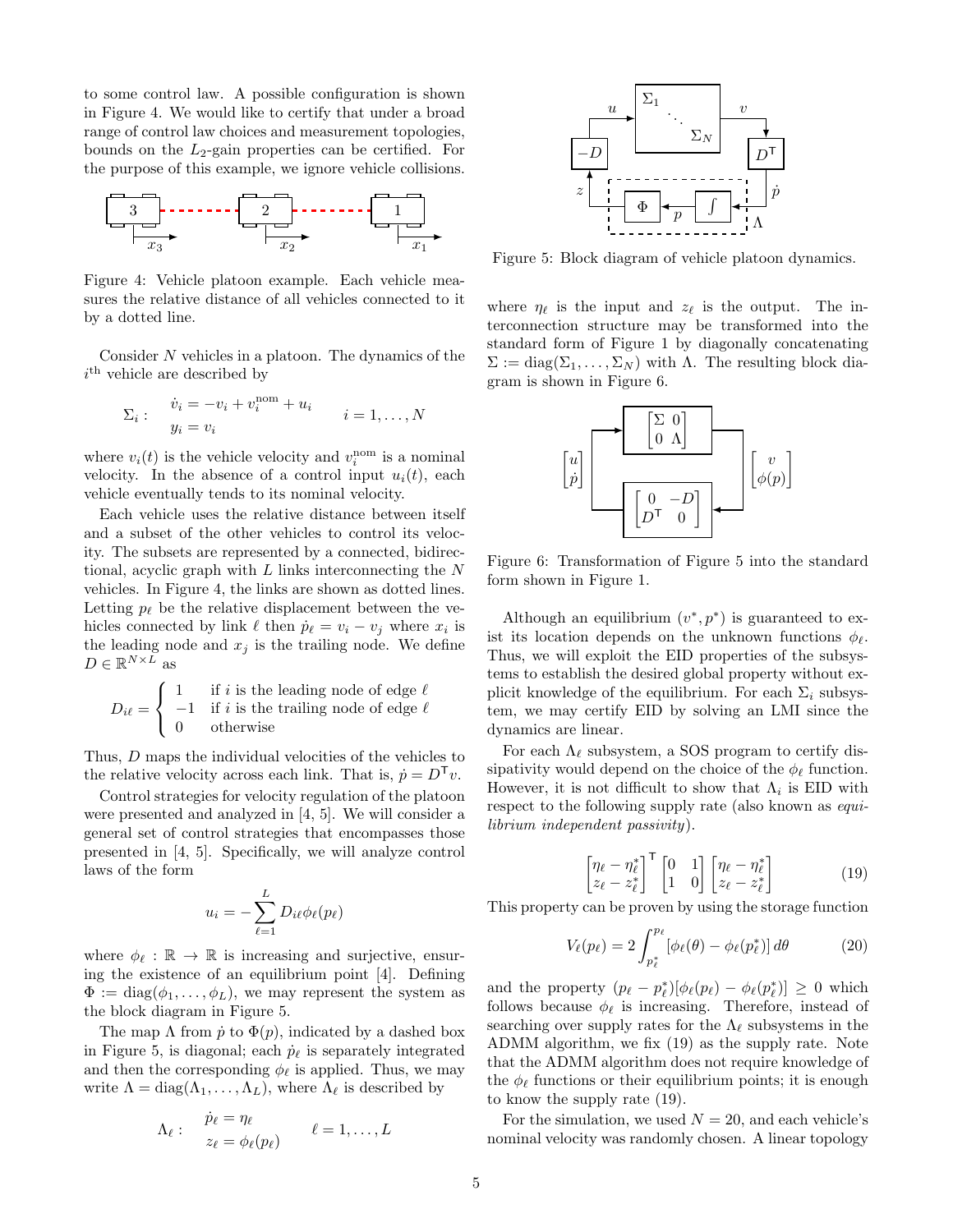to some control law. A possible configuration is shown in Figure 4. We would like to certify that under a broad range of control law choices and measurement topologies, bounds on the $L_2$-gain properties can be certified. For the purpose of this example, we ignore vehicle collisions.

Figure 4: Vehicle platoon example. Each vehicle measures the relative distance of all vehicles connected to it by a dotted line.

Consider $N$ vehicles in a platoon. The dynamics of the $i^{\text{th}}$ vehicle are described by

$$\Sigma_i : \quad \begin{aligned} \dot{v}_i &= -v_i + v_i^{\text{nom}} + u_i \\ y_i &= v_i \end{aligned} \qquad i = 1, \ldots, N$$

where $v_i(t)$ is the vehicle velocity and $v_i^{\text{nom}}$ is a nominal velocity. In the absence of a control input $u_i(t)$, each vehicle eventually tends to its nominal velocity.

Each vehicle uses the relative distance between itself and a subset of the other vehicles to control its velocity. The subsets are represented by a connected, bidirectional, acyclic graph with $L$ links interconnecting the $N$ vehicles. In Figure 4, the links are shown as dotted lines. Letting $p_\ell$ be the relative displacement between the vehicles connected by link $\ell$ then $\dot{p}_\ell = v_i - v_j$ where $x_i$ is the leading node and $x_j$ is the trailing node. We define $D \in \mathbb{R}^{N \times L}$ as

$$D_{i\ell} = \begin{cases} 1 & \text{if } i \text{ is the leading node of edge } \ell \\ -1 & \text{if } i \text{ is the trailing node of edge } \ell \\ 0 & \text{otherwise} \end{cases}$$

Thus, $D$ maps the individual velocities of the vehicles to the relative velocity across each link. That is, $\dot{p} = D^{\mathsf{T}} v$.

Control strategies for velocity regulation of the platoon were presented and analyzed in [4, 5]. We will consider a general set of control strategies that encompasses those presented in [4, 5]. Specifically, we will analyze control laws of the form

$$u_i = -\sum_{\ell=1}^{L} D_{i\ell} \phi_\ell(p_\ell)$$

where $\phi_\ell : \mathbb{R} \to \mathbb{R}$ is increasing and surjective, ensuring the existence of an equilibrium point [4]. Defining $\Phi := \text{diag}(\phi_1, \ldots, \phi_L)$, we may represent the system as the block diagram in Figure 5.

The map $\Lambda$ from $\dot{p}$ to $\Phi(p)$, indicated by a dashed box in Figure 5, is diagonal; each $\dot{p}_\ell$ is separately integrated and then the corresponding $\phi_\ell$ is applied. Thus, we may write $\Lambda = \text{diag}(\Lambda_1, \ldots, \Lambda_L)$, where $\Lambda_\ell$ is described by

$$\Lambda_\ell : \quad \begin{aligned} \dot{p}_\ell &= \eta_\ell \\ z_\ell &= \phi_\ell(p_\ell) \end{aligned} \qquad \ell = 1, \ldots, L$$

Figure 5: Block diagram of vehicle platoon dynamics.

where $\eta_\ell$ is the input and $z_\ell$ is the output. The interconnection structure may be transformed into the standard form of Figure 1 by diagonally concatenating $\Sigma := \text{diag}(\Sigma_1, \ldots, \Sigma_N)$ with $\Lambda$. The resulting block diagram is shown in Figure 6.

Figure 6: Transformation of Figure 5 into the standard form shown in Figure 1.

Although an equilibrium $(v^*, p^*)$ is guaranteed to exist its location depends on the unknown functions $\phi_\ell$. Thus, we will exploit the EID properties of the subsystems to establish the desired global property without explicit knowledge of the equilibrium. For each $\Sigma_i$ subsystem, we may certify EID by solving an LMI since the dynamics are linear.

For each $\Lambda_\ell$ subsystem, a SOS program to certify dissipativity would depend on the choice of the $\phi_\ell$ function. However, it is not difficult to show that $\Lambda_i$ is EID with respect to the following supply rate (also known as *equilibrium independent passivity*).

$$\begin{bmatrix} \eta_\ell - \eta_\ell^* \\ z_\ell - z_\ell^* \end{bmatrix}^{\mathsf{T}} \begin{bmatrix} 0 & 1 \\ 1 & 0 \end{bmatrix} \begin{bmatrix} \eta_\ell - \eta_\ell^* \\ z_\ell - z_\ell^* \end{bmatrix} \tag{19}$$

This property can be proven by using the storage function

$$V_\ell(p_\ell) = 2 \int_{p_\ell^*}^{p_\ell} [\phi_\ell(\theta) - \phi_\ell(p_\ell^*)] \, d\theta \tag{20}$$

and the property $(p_\ell - p_\ell^*)[\phi_\ell(p_\ell) - \phi_\ell(p_\ell^*)] \geq 0$ which follows because $\phi_\ell$ is increasing. Therefore, instead of searching over supply rates for the $\Lambda_\ell$ subsystems in the ADMM algorithm, we fix (19) as the supply rate. Note that the ADMM algorithm does not require knowledge of the $\phi_\ell$ functions or their equilibrium points; it is enough to know the supply rate (19).

For the simulation, we used $N = 20$, and each vehicle's nominal velocity was randomly chosen. A linear topology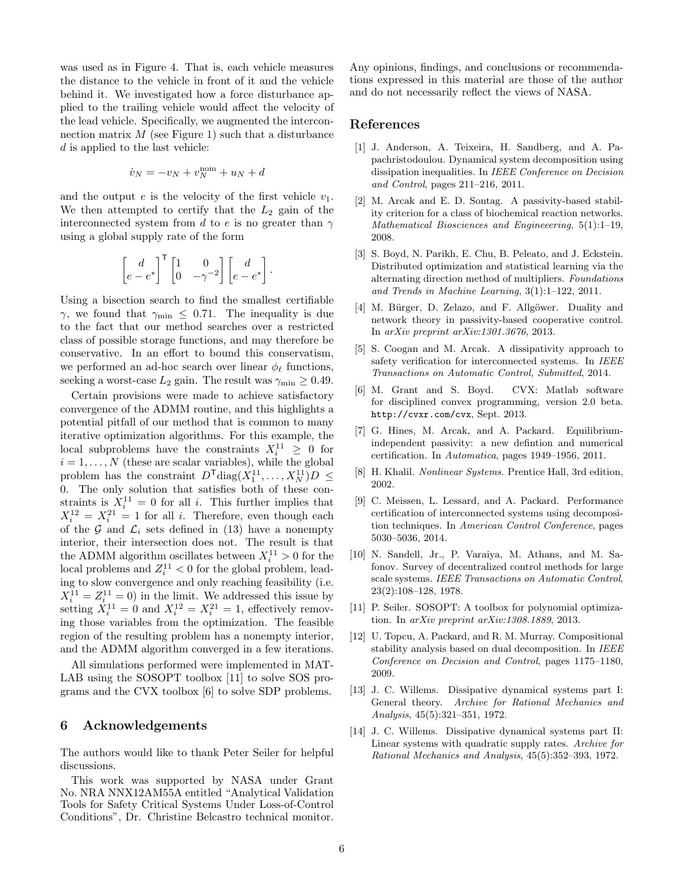was used as in Figure 4. That is, each vehicle measures the distance to the vehicle in front of it and the vehicle behind it. We investigated how a force disturbance applied to the trailing vehicle would affect the velocity of the lead vehicle. Specifically, we augmented the interconnection matrix $M$ (see Figure 1) such that a disturbance $d$ is applied to the last vehicle:

$$\dot{v}_N = -v_N + v_N^{\text{nom}} + u_N + d$$

and the output $e$ is the velocity of the first vehicle $v_1$. We then attempted to certify that the $L_2$ gain of the interconnected system from $d$ to $e$ is no greater than $\gamma$ using a global supply rate of the form

$$\begin{bmatrix} d \\ e - e^* \end{bmatrix}^\mathsf{T} \begin{bmatrix} 1 & 0 \\ 0 & -\gamma^{-2} \end{bmatrix} \begin{bmatrix} d \\ e - e^* \end{bmatrix}.$$

Using a bisection search to find the smallest certifiable $\gamma$, we found that $\gamma_{\min} \leq 0.71$. The inequality is due to the fact that our method searches over a restricted class of possible storage functions, and may therefore be conservative. In an effort to bound this conservatism, we performed an ad-hoc search over linear $\phi_\ell$ functions, seeking a worst-case $L_2$ gain. The result was $\gamma_{\min} \geq 0.49$.

Certain provisions were made to achieve satisfactory convergence of the ADMM routine, and this highlights a potential pitfall of our method that is common to many iterative optimization algorithms. For this example, the local subproblems have the constraints $X_i^{11} \geq 0$ for $i = 1, \ldots, N$ (these are scalar variables), while the global problem has the constraint $D^\mathsf{T} \text{diag}(X_1^{11}, \ldots, X_N^{11}) D \leq 0$. The only solution that satisfies both of these constraints is $X_i^{11} = 0$ for all $i$. This further implies that $X_i^{12} = X_i^{21} = 1$ for all $i$. Therefore, even though each of the $\mathcal{G}$ and $\mathcal{L}_i$ sets defined in (13) have a nonempty interior, their intersection does not. The result is that the ADMM algorithm oscillates between $X_i^{11} > 0$ for the local problems and $Z_i^{11} < 0$ for the global problem, leading to slow convergence and only reaching feasibility (i.e. $X_i^{11} = Z_i^{11} = 0$) in the limit. We addressed this issue by setting $X_i^{11} = 0$ and $X_i^{12} = X_i^{21} = 1$, effectively removing those variables from the optimization. The feasible region of the resulting problem has a nonempty interior, and the ADMM algorithm converged in a few iterations.

All simulations performed were implemented in MATLAB using the SOSOPT toolbox [11] to solve SOS programs and the CVX toolbox [6] to solve SDP problems.

## 6 Acknowledgements

The authors would like to thank Peter Seiler for helpful discussions.

This work was supported by NASA under Grant No. NRA NNX12AM55A entitled "Analytical Validation Tools for Safety Critical Systems Under Loss-of-Control Conditions", Dr. Christine Belcastro technical monitor. Any opinions, findings, and conclusions or recommendations expressed in this material are those of the author and do not necessarily reflect the views of NASA.

## References

[1] J. Anderson, A. Teixeira, H. Sandberg, and A. Papachristodoulou. Dynamical system decomposition using dissipation inequalities. In *IEEE Conference on Decision and Control*, pages 211–216, 2011.

[2] M. Arcak and E. D. Sontag. A passivity-based stability criterion for a class of biochemical reaction networks. *Mathematical Biosciences and Engineeering*, 5(1):1–19, 2008.

[3] S. Boyd, N. Parikh, E. Chu, B. Peleato, and J. Eckstein. Distributed optimization and statistical learning via the alternating direction method of multipliers. *Foundations and Trends in Machine Learning*, 3(1):1–122, 2011.

[4] M. Bürger, D. Zelazo, and F. Allgöwer. Duality and network theory in passivity-based cooperative control. In *arXiv preprint arXiv:1301.3676*, 2013.

[5] S. Coogan and M. Arcak. A dissipativity approach to safety verification for interconnected systems. In *IEEE Transactions on Automatic Control, Submitted*, 2014.

[6] M. Grant and S. Boyd. CVX: Matlab software for disciplined convex programming, version 2.0 beta. `http://cvxr.com/cvx`, Sept. 2013.

[7] G. Hines, M. Arcak, and A. Packard. Equilibrium-independent passivity: a new defintion and numerical certification. In *Automatica*, pages 1949–1956, 2011.

[8] H. Khalil. *Nonlinear Systems*. Prentice Hall, 3rd edition, 2002.

[9] C. Meissen, L. Lessard, and A. Packard. Performance certification of interconnected systems using decomposition techniques. In *American Control Conference*, pages 5030–5036, 2014.

[10] N. Sandell, Jr., P. Varaiya, M. Athans, and M. Safonov. Survey of decentralized control methods for large scale systems. *IEEE Transactions on Automatic Control*, 23(2):108–128, 1978.

[11] P. Seiler. SOSOPT: A toolbox for polynomial optimization. In *arXiv preprint arXiv:1308.1889*, 2013.

[12] U. Topcu, A. Packard, and R. M. Murray. Compositional stability analysis based on dual decomposition. In *IEEE Conference on Decision and Control*, pages 1175–1180, 2009.

[13] J. C. Willems. Dissipative dynamical systems part I: General theory. *Archive for Rational Mechanics and Analysis*, 45(5):321–351, 1972.

[14] J. C. Willems. Dissipative dynamical systems part II: Linear systems with quadratic supply rates. *Archive for Rational Mechanics and Analysis*, 45(5):352–393, 1972.